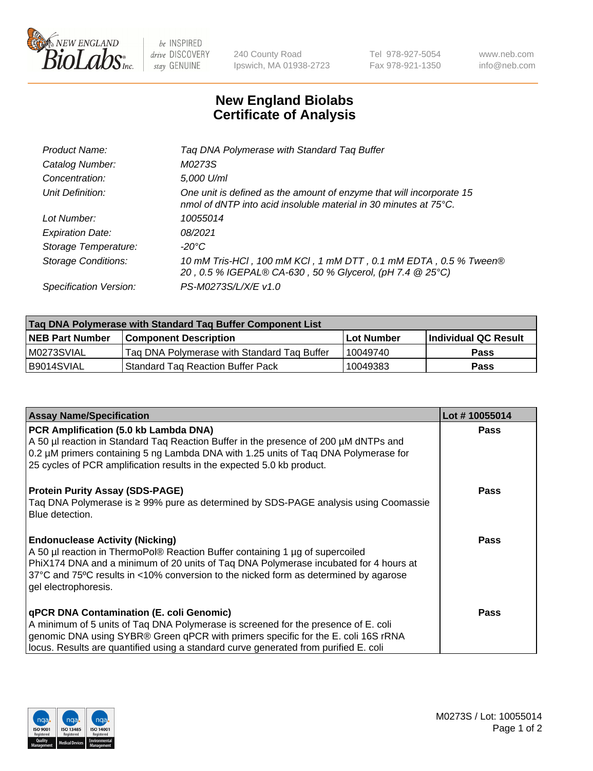# New England Biolabs Certificate of Analysis

| | |
|---|---|
| Product Name: | Taq DNA Polymerase with Standard Taq Buffer |
| Catalog Number: | M0273S |
| Concentration: | 5,000 U/ml |
| Unit Definition: | One unit is defined as the amount of enzyme that will incorporate 15 nmol of dNTP into acid insoluble material in 30 minutes at 75°C. |
| Lot Number: | 10055014 |
| Expiration Date: | 08/2021 |
| Storage Temperature: | -20°C |
| Storage Conditions: | 10 mM Tris-HCl , 100 mM KCl , 1 mM DTT , 0.1 mM EDTA , 0.5 % Tween® 20 , 0.5 % IGEPAL® CA-630 , 50 % Glycerol, (pH 7.4 @ 25°C) |
| Specification Version: | PS-M0273S/L/X/E v1.0 |

| Taq DNA Polymerase with Standard Taq Buffer Component List | | | |
|---|---|---|---|
| **NEB Part Number** | **Component Description** | **Lot Number** | **Individual QC Result** |
| M0273SVIAL | Taq DNA Polymerase with Standard Taq Buffer | 10049740 | Pass |
| B9014SVIAL | Standard Taq Reaction Buffer Pack | 10049383 | Pass |

| Assay Name/Specification | Lot # 10055014 |
|---|---|
| **PCR Amplification (5.0 kb Lambda DNA)**<br>A 50 µl reaction in Standard Taq Reaction Buffer in the presence of 200 µM dNTPs and 0.2 µM primers containing 5 ng Lambda DNA with 1.25 units of Taq DNA Polymerase for 25 cycles of PCR amplification results in the expected 5.0 kb product. | Pass |
| **Protein Purity Assay (SDS-PAGE)**<br>Taq DNA Polymerase is ≥ 99% pure as determined by SDS-PAGE analysis using Coomassie Blue detection. | Pass |
| **Endonuclease Activity (Nicking)**<br>A 50 µl reaction in ThermoPol® Reaction Buffer containing 1 µg of supercoiled PhiX174 DNA and a minimum of 20 units of Taq DNA Polymerase incubated for 4 hours at 37°C and 75ºC results in <10% conversion to the nicked form as determined by agarose gel electrophoresis. | Pass |
| **qPCR DNA Contamination (E. coli Genomic)**<br>A minimum of 5 units of Taq DNA Polymerase is screened for the presence of E. coli genomic DNA using SYBR® Green qPCR with primers specific for the E. coli 16S rRNA locus. Results are quantified using a standard curve generated from purified E. coli | Pass |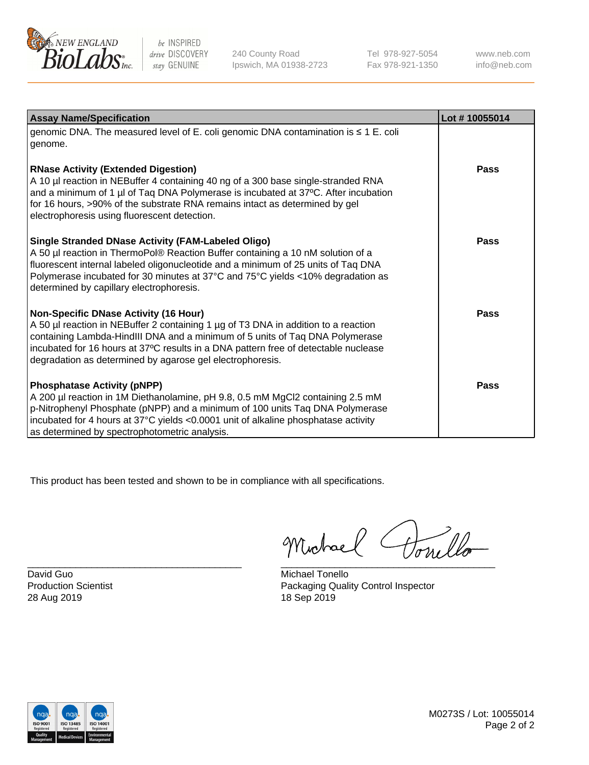| Assay Name/Specification | Lot # 10055014 |
| --- | --- |
| genomic DNA. The measured level of E. coli genomic DNA contamination is ≤ 1 E. coli genome. | |
| **RNase Activity (Extended Digestion)**<br>A 10 µl reaction in NEBuffer 4 containing 40 ng of a 300 base single-stranded RNA and a minimum of 1 µl of Taq DNA Polymerase is incubated at 37ºC. After incubation for 16 hours, >90% of the substrate RNA remains intact as determined by gel electrophoresis using fluorescent detection. | **Pass** |
| **Single Stranded DNase Activity (FAM-Labeled Oligo)**<br>A 50 µl reaction in ThermoPol® Reaction Buffer containing a 10 nM solution of a fluorescent internal labeled oligonucleotide and a minimum of 25 units of Taq DNA Polymerase incubated for 30 minutes at 37°C and 75°C yields <10% degradation as determined by capillary electrophoresis. | **Pass** |
| **Non-Specific DNase Activity (16 Hour)**<br>A 50 µl reaction in NEBuffer 2 containing 1 µg of T3 DNA in addition to a reaction containing Lambda-HindIII DNA and a minimum of 5 units of Taq DNA Polymerase incubated for 16 hours at 37ºC results in a DNA pattern free of detectable nuclease degradation as determined by agarose gel electrophoresis. | **Pass** |
| **Phosphatase Activity (pNPP)**<br>A 200 µl reaction in 1M Diethanolamine, pH 9.8, 0.5 mM $MgCl_2$ containing 2.5 mM p-Nitrophenyl Phosphate (pNPP) and a minimum of 100 units Taq DNA Polymerase incubated for 4 hours at 37°C yields <0.0001 unit of alkaline phosphatase activity as determined by spectrophotometric analysis. | **Pass** |

This product has been tested and shown to be in compliance with all specifications.

David Guo
Production Scientist
28 Aug 2019

Michael Tonello
Packaging Quality Control Inspector
18 Sep 2019

M0273S / Lot: 10055014